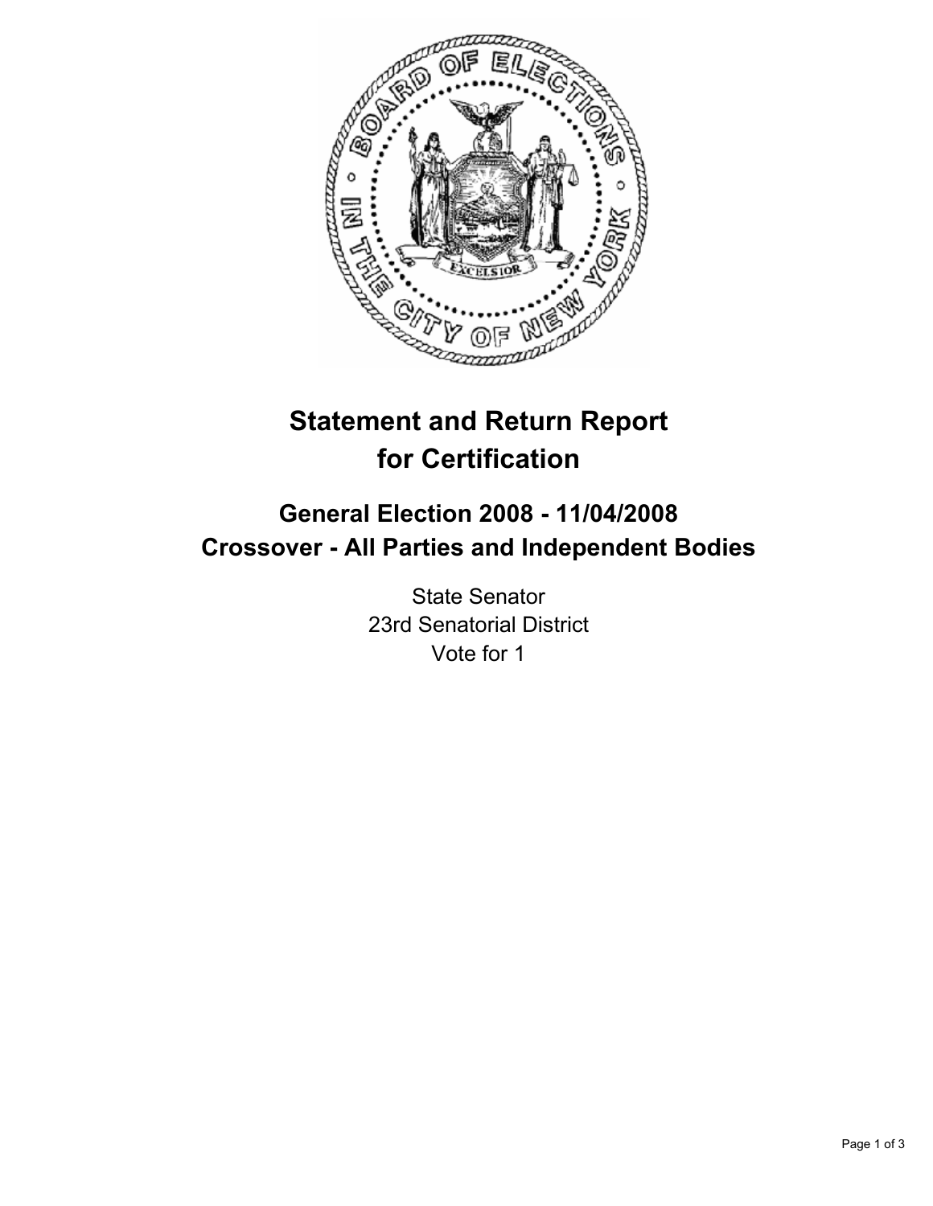# Statement and Return Report for Certification

## General Election 2008 - 11/04/2008
## Crossover - All Parties and Independent Bodies

State Senator
23rd Senatorial District
Vote for 1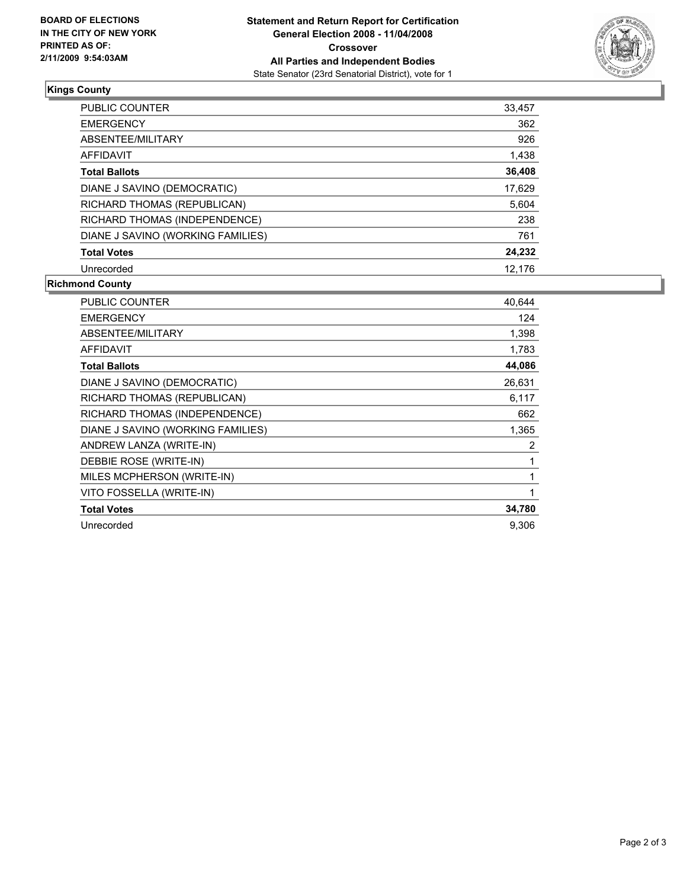**BOARD OF ELECTIONS IN THE CITY OF NEW YORK PRINTED AS OF: 2/11/2009 9:54:03AM**

# Statement and Return Report for Certification
## General Election 2008 - 11/04/2008
## Crossover
## All Parties and Independent Bodies

State Senator (23rd Senatorial District), vote for 1

### Kings County

| | |
|---|---|
| PUBLIC COUNTER | 33,457 |
| EMERGENCY | 362 |
| ABSENTEE/MILITARY | 926 |
| AFFIDAVIT | 1,438 |
| **Total Ballots** | **36,408** |
| DIANE J SAVINO (DEMOCRATIC) | 17,629 |
| RICHARD THOMAS (REPUBLICAN) | 5,604 |
| RICHARD THOMAS (INDEPENDENCE) | 238 |
| DIANE J SAVINO (WORKING FAMILIES) | 761 |
| **Total Votes** | **24,232** |
| Unrecorded | 12,176 |

### Richmond County

| | |
|---|---|
| PUBLIC COUNTER | 40,644 |
| EMERGENCY | 124 |
| ABSENTEE/MILITARY | 1,398 |
| AFFIDAVIT | 1,783 |
| **Total Ballots** | **44,086** |
| DIANE J SAVINO (DEMOCRATIC) | 26,631 |
| RICHARD THOMAS (REPUBLICAN) | 6,117 |
| RICHARD THOMAS (INDEPENDENCE) | 662 |
| DIANE J SAVINO (WORKING FAMILIES) | 1,365 |
| ANDREW LANZA (WRITE-IN) | 2 |
| DEBBIE ROSE (WRITE-IN) | 1 |
| MILES MCPHERSON (WRITE-IN) | 1 |
| VITO FOSSELLA (WRITE-IN) | 1 |
| **Total Votes** | **34,780** |
| Unrecorded | 9,306 |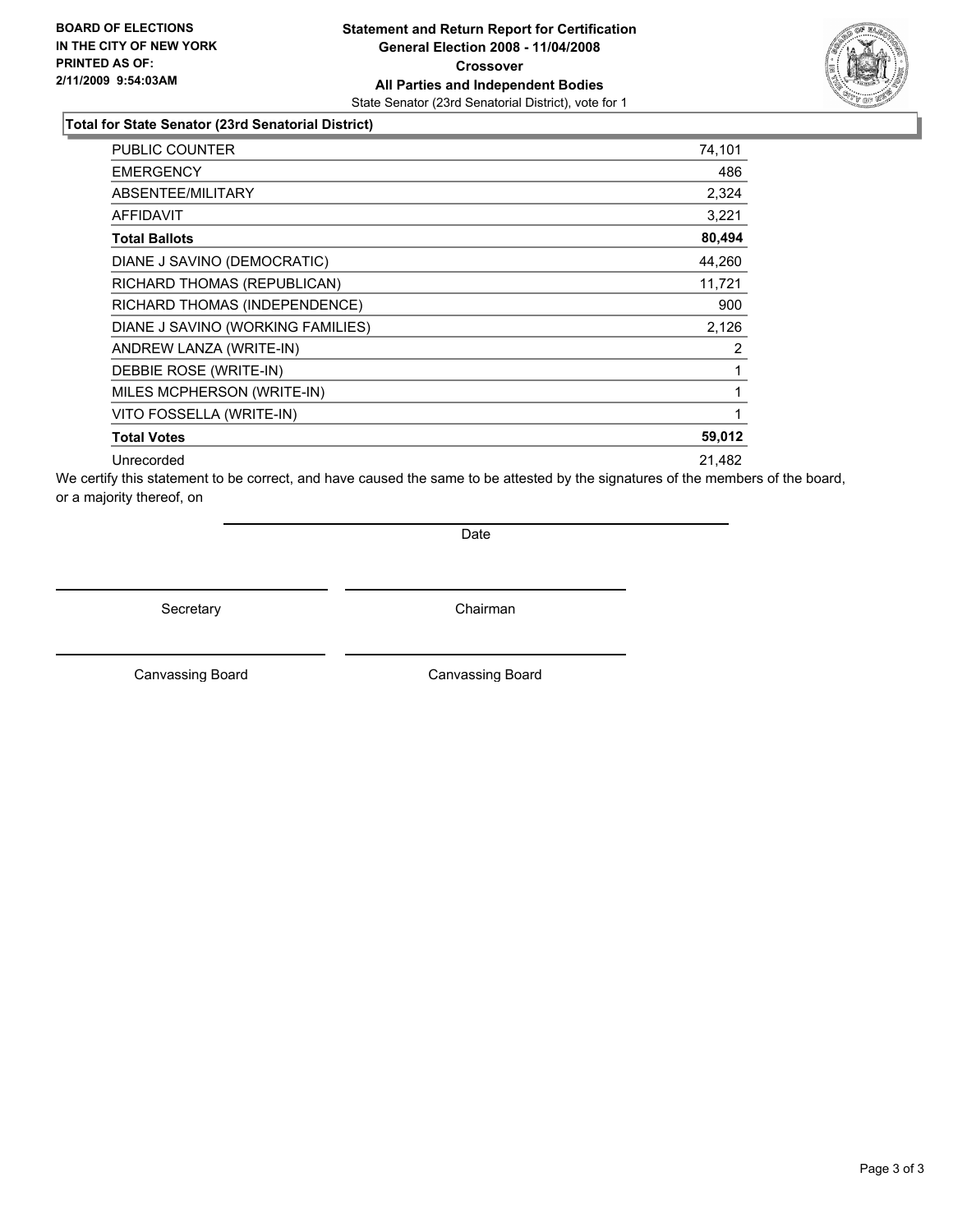**BOARD OF ELECTIONS IN THE CITY OF NEW YORK PRINTED AS OF: 2/11/2009 9:54:03AM**

**Statement and Return Report for Certification**
**General Election 2008 - 11/04/2008**
**Crossover**
**All Parties and Independent Bodies**
State Senator (23rd Senatorial District), vote for 1

### Total for State Senator (23rd Senatorial District)

| | |
|---|---|
| PUBLIC COUNTER | 74,101 |
| EMERGENCY | 486 |
| ABSENTEE/MILITARY | 2,324 |
| AFFIDAVIT | 3,221 |
| **Total Ballots** | **80,494** |
| DIANE J SAVINO (DEMOCRATIC) | 44,260 |
| RICHARD THOMAS (REPUBLICAN) | 11,721 |
| RICHARD THOMAS (INDEPENDENCE) | 900 |
| DIANE J SAVINO (WORKING FAMILIES) | 2,126 |
| ANDREW LANZA (WRITE-IN) | 2 |
| DEBBIE ROSE (WRITE-IN) | 1 |
| MILES MCPHERSON (WRITE-IN) | 1 |
| VITO FOSSELLA (WRITE-IN) | 1 |
| **Total Votes** | **59,012** |
| Unrecorded | 21,482 |

We certify this statement to be correct, and have caused the same to be attested by the signatures of the members of the board, or a majority thereof, on

Date

Secretary

Chairman

Canvassing Board

Canvassing Board